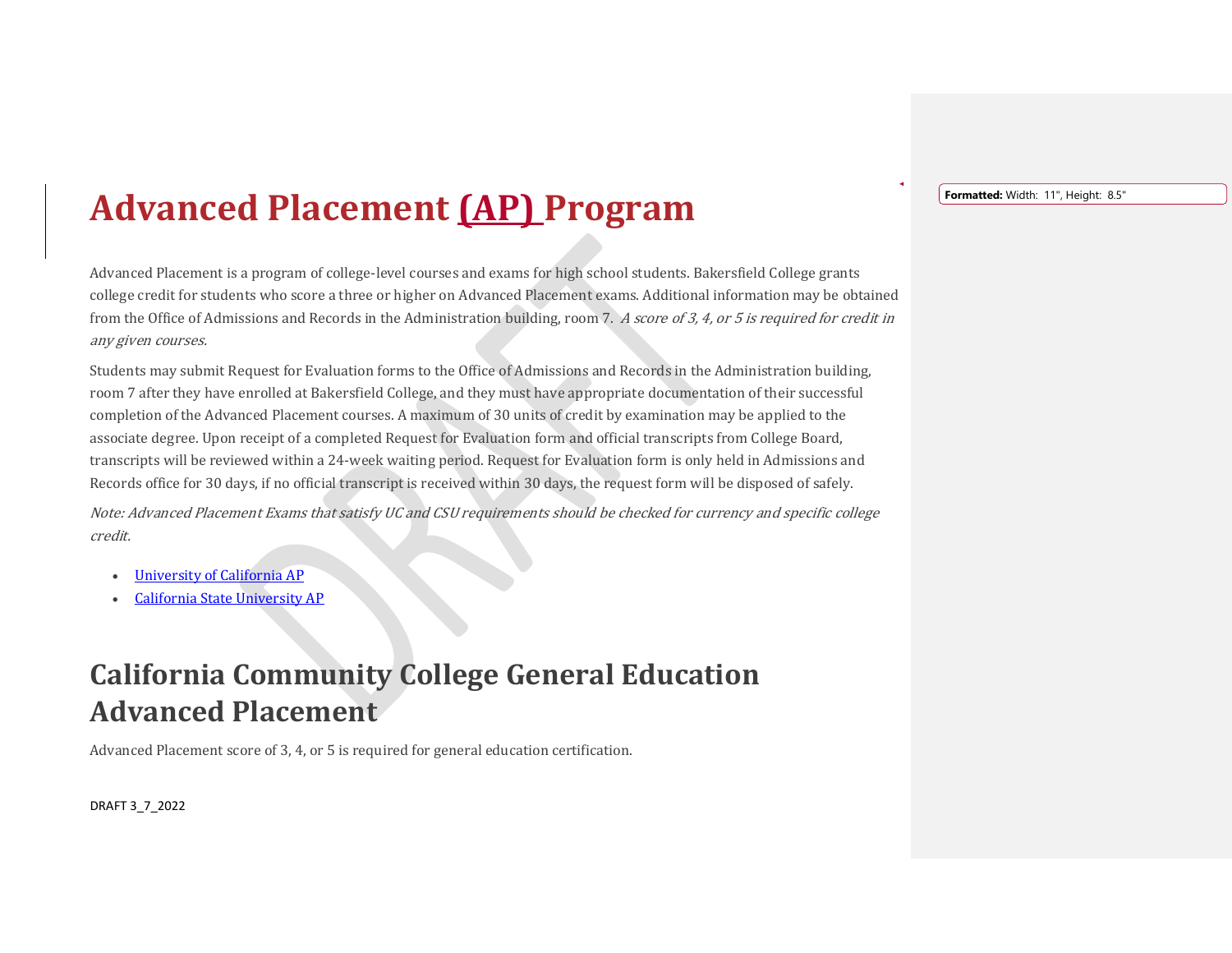# Advanced Placement (AP) Program

Advanced Placement is a program of college-level courses and exams for high school students. Bakersfield College grants college credit for students who score a three or higher on Advanced Placement exams. Additional information may be obtained from the Office of Admissions and Records in the Administration building, room 7. *A score of 3, 4, or 5 is required for credit in any given courses.*

Students may submit Request for Evaluation forms to the Office of Admissions and Records in the Administration building, room 7 after they have enrolled at Bakersfield College, and they must have appropriate documentation of their successful completion of the Advanced Placement courses. A maximum of 30 units of credit by examination may be applied to the associate degree. Upon receipt of a completed Request for Evaluation form and official transcripts from College Board, transcripts will be reviewed within a 24-week waiting period. Request for Evaluation form is only held in Admissions and Records office for 30 days, if no official transcript is received within 30 days, the request form will be disposed of safely.

*Note: Advanced Placement Exams that satisfy UC and CSU requirements should be checked for currency and specific college credit.*

- University of California AP
- California State University AP

## California Community College General Education Advanced Placement

Advanced Placement score of 3, 4, or 5 is required for general education certification.

DRAFT 3_7_2022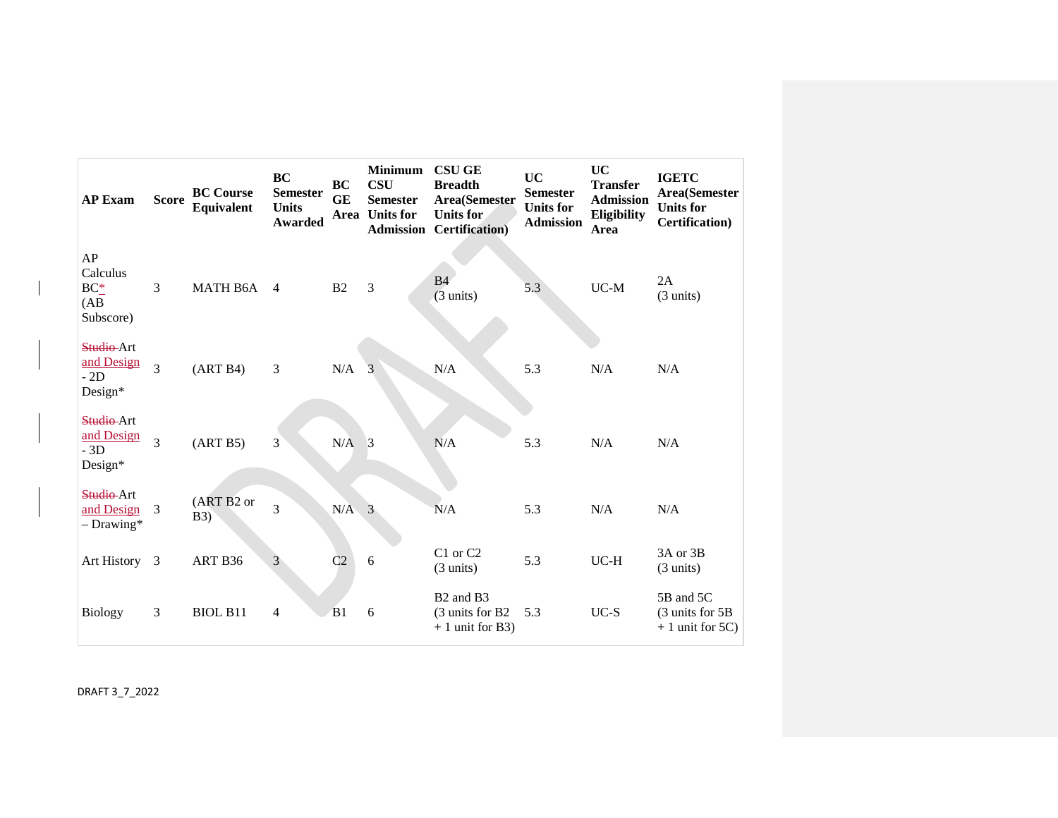| AP Exam | Score | BC Course Equivalent | BC Semester Units Awarded | BC GE Area | Minimum CSU Semester Units for Admission | CSU GE Breadth Area(Semester Units for Certification) | UC Semester Units for Admission | UC Transfer Admission Eligibility Area | IGETC Area(Semester Units for Certification) |
|---|---|---|---|---|---|---|---|---|---|
| AP Calculus BC* (AB Subscore) | 3 | MATH B6A | 4 | B2 | 3 | B4 (3 units) | 5.3 | UC-M | 2A (3 units) |
| ~~Studio~~ Art and Design - 2D Design* | 3 | (ART B4) | 3 | N/A | 3 | N/A | 5.3 | N/A | N/A |
| ~~Studio~~ Art and Design - 3D Design* | 3 | (ART B5) | 3 | N/A | 3 | N/A | 5.3 | N/A | N/A |
| ~~Studio~~ Art and Design – Drawing* | 3 | (ART B2 or B3) | 3 | N/A | 3 | N/A | 5.3 | N/A | N/A |
| Art History | 3 | ART B36 | 3 | C2 | 6 | C1 or C2 (3 units) | 5.3 | UC-H | 3A or 3B (3 units) |
| Biology | 3 | BIOL B11 | 4 | B1 | 6 | B2 and B3 (3 units for B2 + 1 unit for B3) | 5.3 | UC-S | 5B and 5C (3 units for 5B + 1 unit for 5C) |

DRAFT 3_7_2022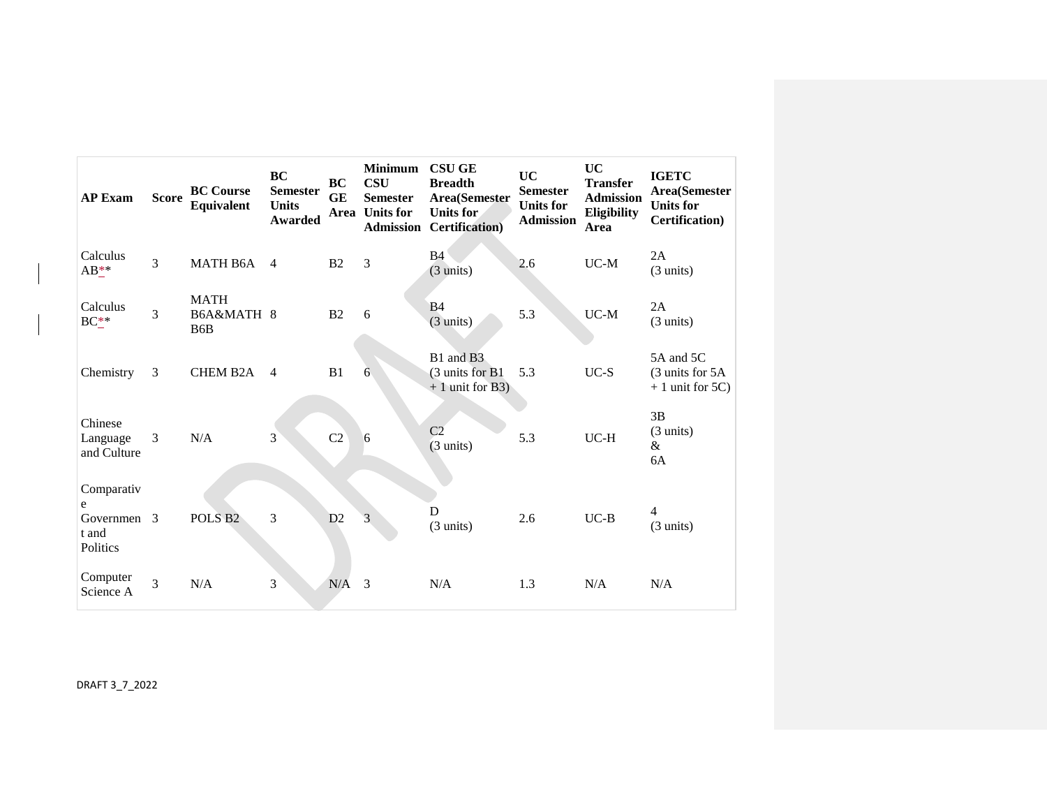| AP Exam | Score | BC Course Equivalent | BC Semester Units Awarded | BC GE Area | Minimum CSU Semester Units for Admission | CSU GE Breadth Area(Semester Units for Certification) | UC Semester Units for Admission | UC Transfer Admission Eligibility Area | IGETC Area(Semester Units for Certification) |
|---|---|---|---|---|---|---|---|---|---|
| Calculus AB** | 3 | MATH B6A | 4 | B2 | 3 | B4 (3 units) | 2.6 | UC-M | 2A (3 units) |
| Calculus BC** | 3 | MATH B6A&MATH B6B | 8 | B2 | 6 | B4 (3 units) | 5.3 | UC-M | 2A (3 units) |
| Chemistry | 3 | CHEM B2A | 4 | B1 | 6 | B1 and B3 (3 units for B1 + 1 unit for B3) | 5.3 | UC-S | 5A and 5C (3 units for 5A + 1 unit for 5C) |
| Chinese Language and Culture | 3 | N/A | 3 | C2 | 6 | C2 (3 units) | 5.3 | UC-H | 3B (3 units) & 6A |
| Comparative Government and Politics | 3 | POLS B2 | 3 | D2 | 3 | D (3 units) | 2.6 | UC-B | 4 (3 units) |
| Computer Science A | 3 | N/A | 3 | N/A | 3 | N/A | 1.3 | N/A | N/A |

DRAFT 3_7_2022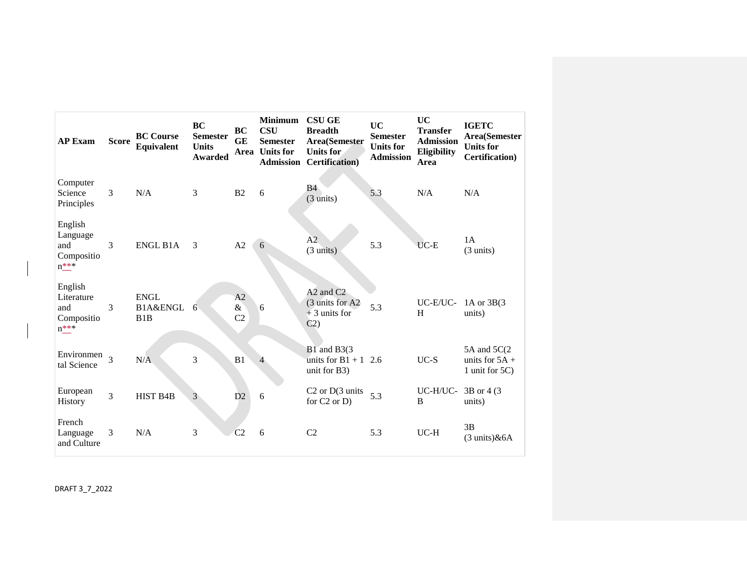| AP Exam | Score | BC Course Equivalent | BC Semester Units Awarded | BC GE Area | Minimum CSU Semester Units for Admission | CSU GE Breadth Area(Semester Units for Certification) | UC Semester Units for Admission | UC Transfer Admission Eligibility Area | IGETC Area(Semester Units for Certification) |
|---|---|---|---|---|---|---|---|---|---|
| Computer Science Principles | 3 | N/A | 3 | B2 | 6 | B4 (3 units) | 5.3 | N/A | N/A |
| English Language and Composition*** | 3 | ENGL B1A | 3 | A2 | 6 | A2 (3 units) | 5.3 | UC-E | 1A (3 units) |
| English Literature and Composition*** | 3 | ENGL B1A&ENGL B1B | 6 | A2 & C2 | 6 | A2 and C2 (3 units for A2 + 3 units for C2) | 5.3 | UC-E/UC-H | 1A or 3B(3 units) |
| Environmental Science | 3 | N/A | 3 | B1 | 4 | B1 and B3(3 units for B1 + 1 unit for B3) | 2.6 | UC-S | 5A and 5C(2 units for 5A + 1 unit for 5C) |
| European History | 3 | HIST B4B | 3 | D2 | 6 | C2 or D(3 units for C2 or D) | 5.3 | UC-H/UC-B | 3B or 4 (3 units) |
| French Language and Culture | 3 | N/A | 3 | C2 | 6 | C2 | 5.3 | UC-H | 3B (3 units)&6A |

DRAFT 3_7_2022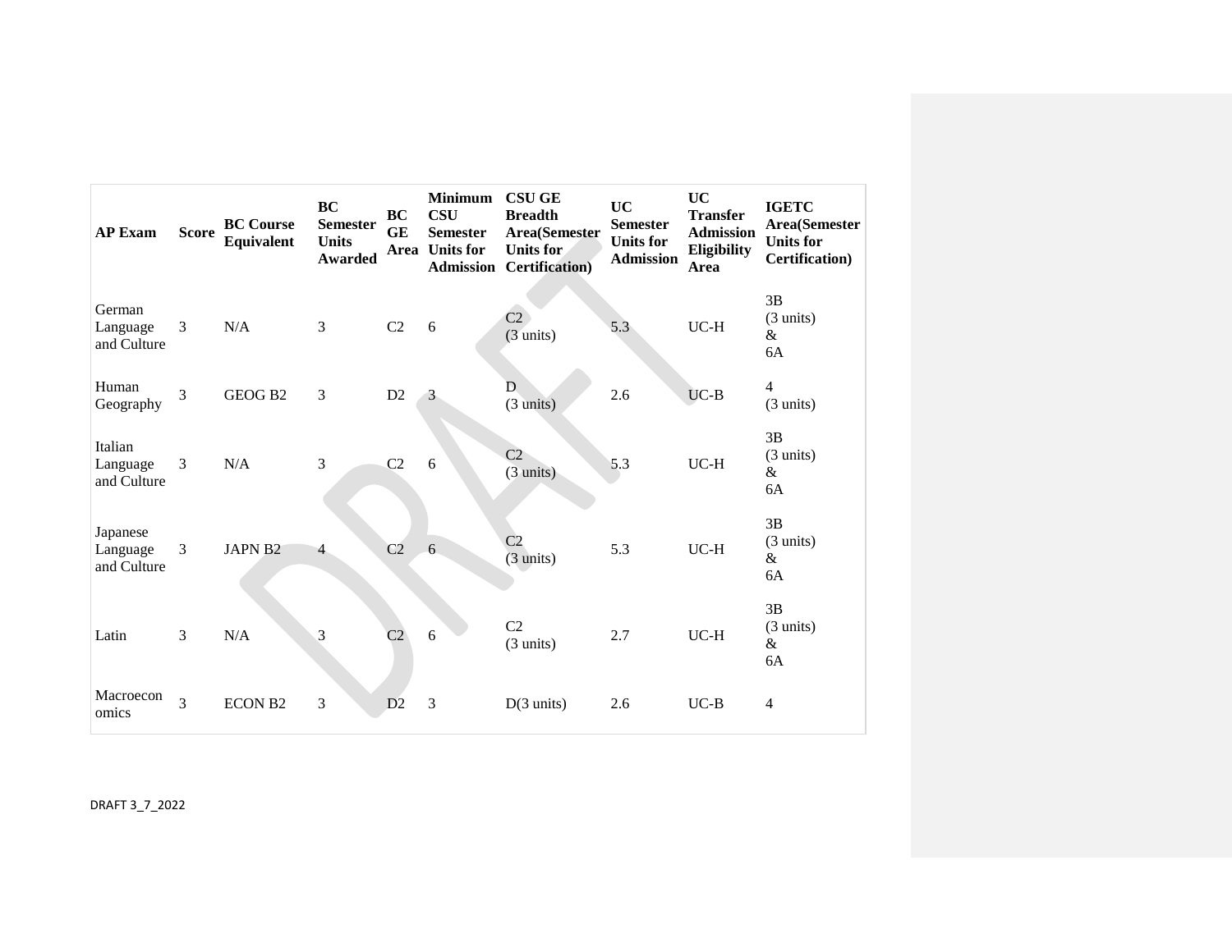| AP Exam | Score | BC Course Equivalent | BC Semester Units Awarded | BC GE Area | Minimum CSU Semester Units for Admission | CSU GE Breadth Area(Semester Units for Certification) | UC Semester Units for Admission | UC Transfer Admission Eligibility Area | IGETC Area(Semester Units for Certification) |
|---|---|---|---|---|---|---|---|---|---|
| German Language and Culture | 3 | N/A | 3 | C2 | 6 | C2 (3 units) | 5.3 | UC-H | 3B (3 units) & 6A |
| Human Geography | 3 | GEOG B2 | 3 | D2 | 3 | D (3 units) | 2.6 | UC-B | 4 (3 units) |
| Italian Language and Culture | 3 | N/A | 3 | C2 | 6 | C2 (3 units) | 5.3 | UC-H | 3B (3 units) & 6A |
| Japanese Language and Culture | 3 | JAPN B2 | 4 | C2 | 6 | C2 (3 units) | 5.3 | UC-H | 3B (3 units) & 6A |
| Latin | 3 | N/A | 3 | C2 | 6 | C2 (3 units) | 2.7 | UC-H | 3B (3 units) & 6A |
| Macroeconomics | 3 | ECON B2 | 3 | D2 | 3 | D(3 units) | 2.6 | UC-B | 4 |

DRAFT 3_7_2022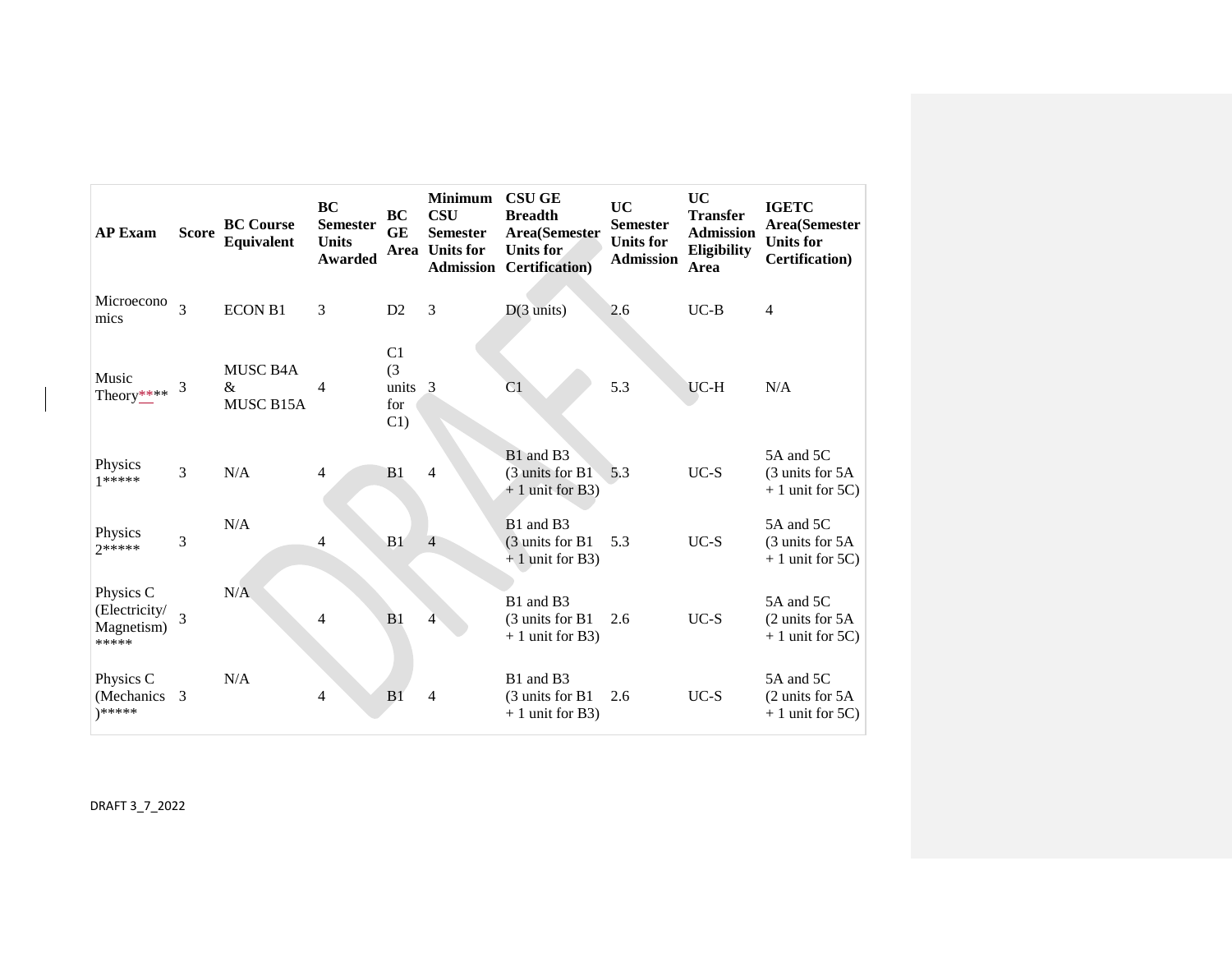| AP Exam | Score | BC Course Equivalent | BC Semester Units Awarded | BC GE Area | Minimum CSU Semester Units for Admission | CSU GE Breadth Area(Semester Units for Certification) | UC Semester Units for Admission | UC Transfer Admission Eligibility Area | IGETC Area(Semester Units for Certification) |
|---|---|---|---|---|---|---|---|---|---|
| Microeconomics | 3 | ECON B1 | 3 | D2 | 3 | D(3 units) | 2.6 | UC-B | 4 |
| Music Theory**** | 3 | MUSC B4A & MUSC B15A | 4 | C1 (3 units for C1) | 3 | C1 | 5.3 | UC-H | N/A |
| Physics 1***** | 3 | N/A | 4 | B1 | 4 | B1 and B3 (3 units for B1 + 1 unit for B3) | 5.3 | UC-S | 5A and 5C (3 units for 5A + 1 unit for 5C) |
| Physics 2***** | 3 | N/A | 4 | B1 | 4 | B1 and B3 (3 units for B1 + 1 unit for B3) | 5.3 | UC-S | 5A and 5C (3 units for 5A + 1 unit for 5C) |
| Physics C (Electricity/ Magnetism) ***** | 3 | N/A | 4 | B1 | 4 | B1 and B3 (3 units for B1 + 1 unit for B3) | 2.6 | UC-S | 5A and 5C (2 units for 5A + 1 unit for 5C) |
| Physics C (Mechanics)***** | 3 | N/A | 4 | B1 | 4 | B1 and B3 (3 units for B1 + 1 unit for B3) | 2.6 | UC-S | 5A and 5C (2 units for 5A + 1 unit for 5C) |

DRAFT 3_7_2022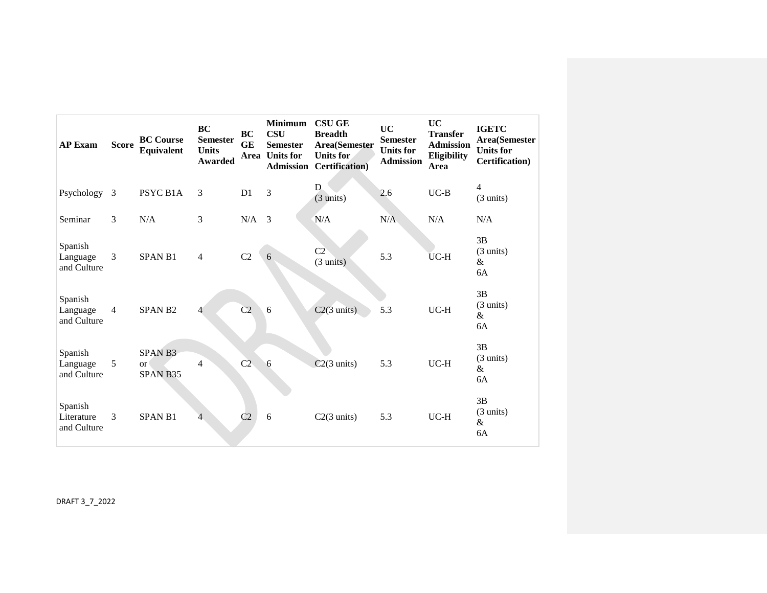| AP Exam | Score | BC Course Equivalent | BC Semester Units Awarded | BC GE Area | Minimum CSU Semester Units for Admission | CSU GE Breadth Area(Semester Units for Certification) | UC Semester Units for Admission | UC Transfer Admission Eligibility Area | IGETC Area(Semester Units for Certification) |
|---|---|---|---|---|---|---|---|---|---|
| Psychology | 3 | PSYC B1A | 3 | D1 | 3 | D (3 units) | 2.6 | UC-B | 4 (3 units) |
| Seminar | 3 | N/A | 3 | N/A | 3 | N/A | N/A | N/A | N/A |
| Spanish Language and Culture | 3 | SPAN B1 | 4 | C2 | 6 | C2 (3 units) | 5.3 | UC-H | 3B (3 units) & 6A |
| Spanish Language and Culture | 4 | SPAN B2 | 4 | C2 | 6 | C2(3 units) | 5.3 | UC-H | 3B (3 units) & 6A |
| Spanish Language and Culture | 5 | SPAN B3 or SPAN B35 | 4 | C2 | 6 | C2(3 units) | 5.3 | UC-H | 3B (3 units) & 6A |
| Spanish Literature and Culture | 3 | SPAN B1 | 4 | C2 | 6 | C2(3 units) | 5.3 | UC-H | 3B (3 units) & 6A |

DRAFT 3_7_2022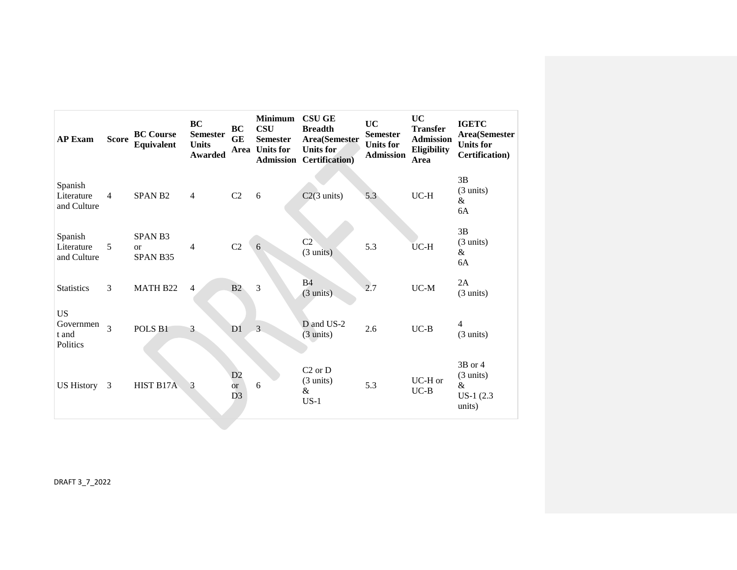| AP Exam | Score | BC Course Equivalent | BC Semester Units Awarded | BC GE Area | Minimum CSU Semester Units for Admission | CSU GE Breadth Area(Semester Units for Certification) | UC Semester Units for Admission | UC Transfer Admission Eligibility Area | IGETC Area(Semester Units for Certification) |
|---|---|---|---|---|---|---|---|---|---|
| Spanish Literature and Culture | 4 | SPAN B2 | 4 | C2 | 6 | C2(3 units) | 5.3 | UC-H | 3B (3 units) & 6A |
| Spanish Literature and Culture | 5 | SPAN B3 or SPAN B35 | 4 | C2 | 6 | C2 (3 units) | 5.3 | UC-H | 3B (3 units) & 6A |
| Statistics | 3 | MATH B22 | 4 | B2 | 3 | B4 (3 units) | 2.7 | UC-M | 2A (3 units) |
| US Government and Politics | 3 | POLS B1 | 3 | D1 | 3 | D and US-2 (3 units) | 2.6 | UC-B | 4 (3 units) |
| US History | 3 | HIST B17A | 3 | D2 or D3 | 6 | C2 or D (3 units) & US-1 | 5.3 | UC-H or UC-B | 3B or 4 (3 units) & US-1 (2.3 units) |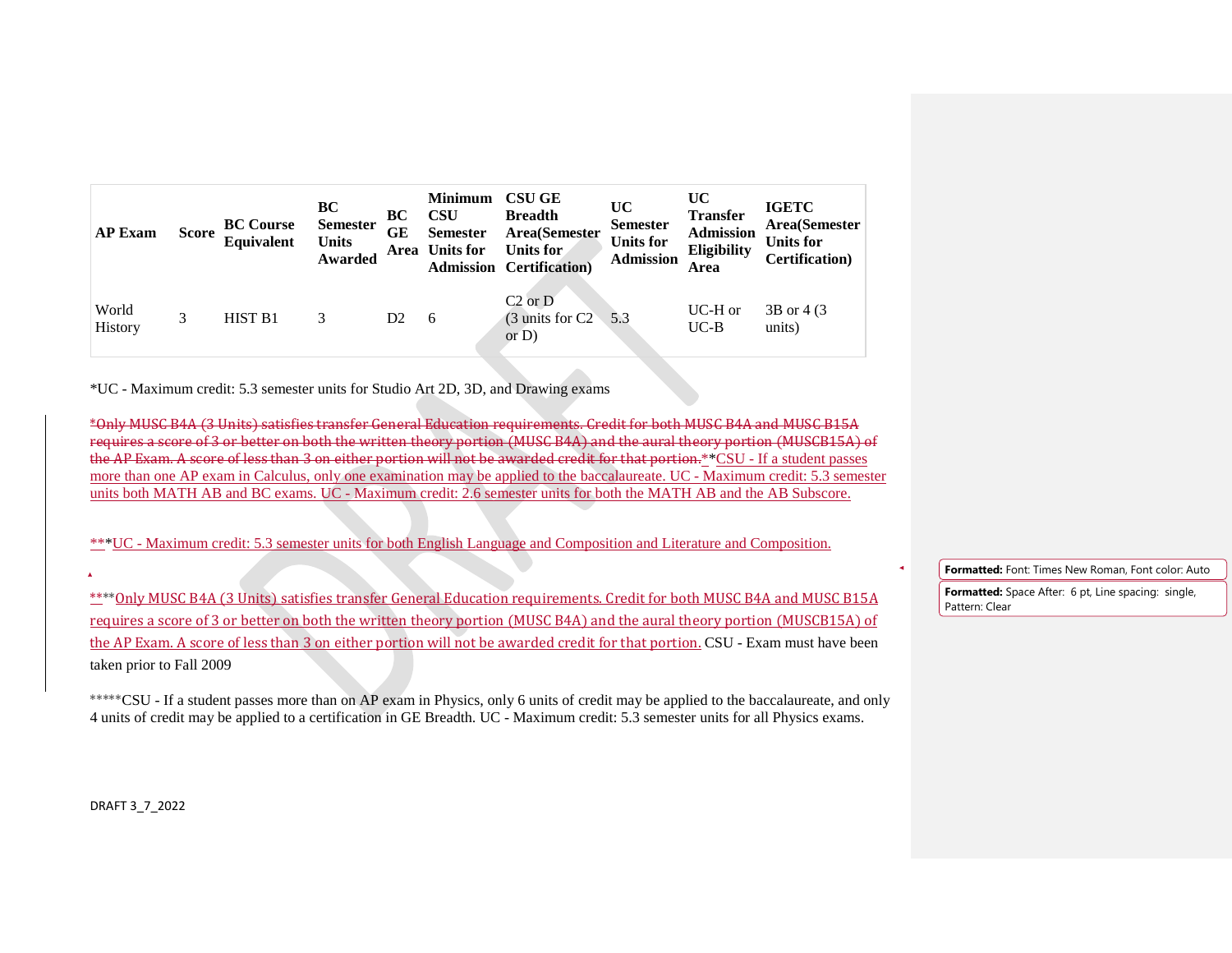| AP Exam | Score | BC Course Equivalent | BC Semester Units Awarded | BC GE Area | Minimum CSU Semester Units for Admission | CSU GE Breadth Area(Semester Units for Certification) | UC Semester Units for Admission | UC Transfer Admission Eligibility Area | IGETC Area(Semester Units for Certification) |
|---|---|---|---|---|---|---|---|---|---|
| World History | 3 | HIST B1 | 3 | D2 | 6 | C2 or D (3 units for C2 or D) | 5.3 | UC-H or UC-B | 3B or 4 (3 units) |

*UC - Maximum credit: 5.3 semester units for Studio Art 2D, 3D, and Drawing exams

~~*Only MUSC B4A (3 Units) satisfies transfer General Education requirements. Credit for both MUSC B4A and MUSC B15A requires a score of 3 or better on both the written theory portion (MUSC B4A) and the aural theory portion (MUSCB15A) of the AP Exam. A score of less than 3 on either portion will not be awarded credit for that portion.~~**CSU - If a student passes more than one AP exam in Calculus, only one examination may be applied to the baccalaureate. UC - Maximum credit: 5.3 semester units both MATH AB and BC exams. UC - Maximum credit: 2.6 semester units for both the MATH AB and the AB Subscore.

***UC - Maximum credit: 5.3 semester units for both English Language and Composition and Literature and Composition.

****Only MUSC B4A (3 Units) satisfies transfer General Education requirements. Credit for both MUSC B4A and MUSC B15A requires a score of 3 or better on both the written theory portion (MUSC B4A) and the aural theory portion (MUSCB15A) of the AP Exam. A score of less than 3 on either portion will not be awarded credit for that portion. CSU - Exam must have been taken prior to Fall 2009

*****CSU - If a student passes more than on AP exam in Physics, only 6 units of credit may be applied to the baccalaureate, and only 4 units of credit may be applied to a certification in GE Breadth. UC - Maximum credit: 5.3 semester units for all Physics exams.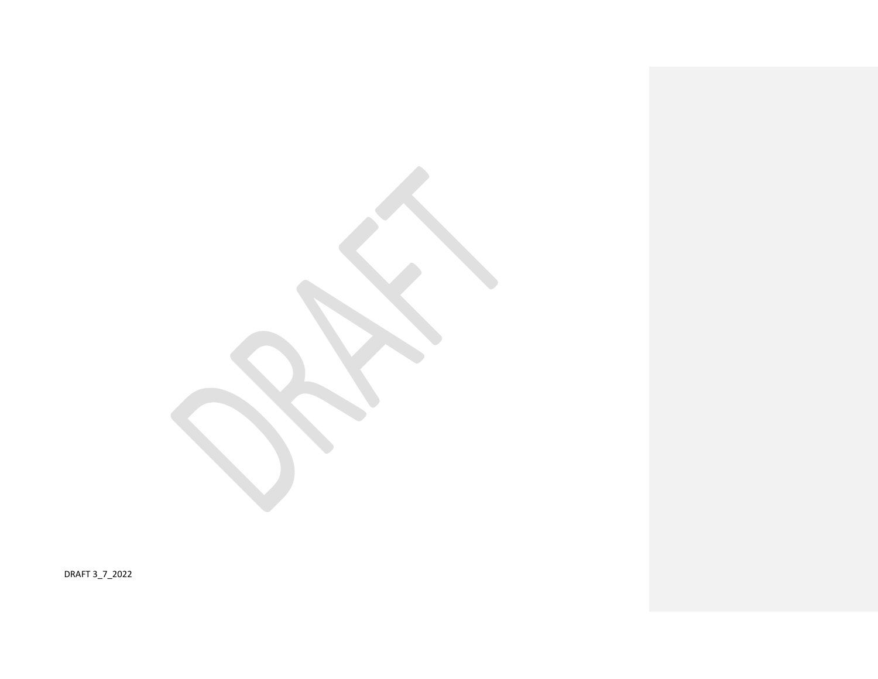DRAFT 3_7_2022